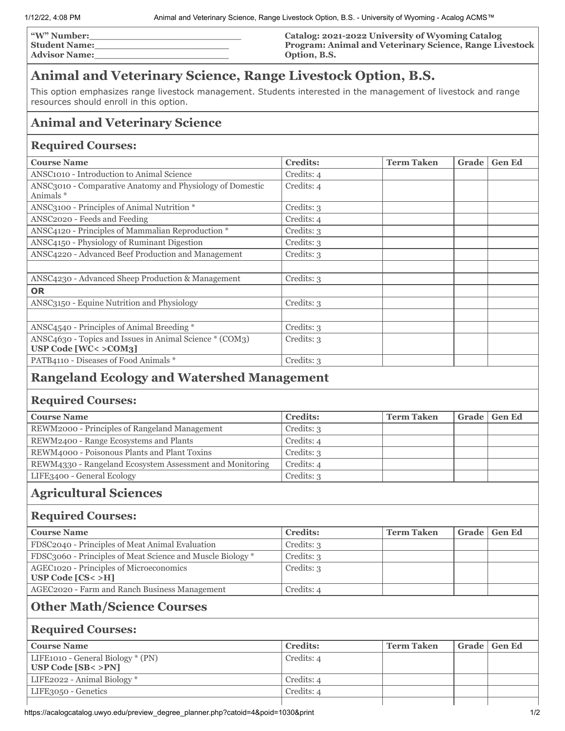**"W" Number:\_\_\_\_\_\_\_\_\_\_\_\_\_\_\_\_\_\_\_\_\_\_\_\_\_\_**
**Student Name:\_\_\_\_\_\_\_\_\_\_\_\_\_\_\_\_\_\_\_\_\_\_\_\_\_**
**Advisor Name:\_\_\_\_\_\_\_\_\_\_\_\_\_\_\_\_\_\_\_\_\_\_\_\_\_**

**Catalog: 2021-2022 University of Wyoming Catalog**
**Program: Animal and Veterinary Science, Range Livestock Option, B.S.**

# Animal and Veterinary Science, Range Livestock Option, B.S.

This option emphasizes range livestock management. Students interested in the management of livestock and range resources should enroll in this option.

## Animal and Veterinary Science

### Required Courses:

| Course Name | Credits: | Term Taken | Grade | Gen Ed |
|---|---|---|---|---|
| ANSC1010 - Introduction to Animal Science | Credits: 4 | | | |
| ANSC3010 - Comparative Anatomy and Physiology of Domestic Animals * | Credits: 4 | | | |
| ANSC3100 - Principles of Animal Nutrition * | Credits: 3 | | | |
| ANSC2020 - Feeds and Feeding | Credits: 4 | | | |
| ANSC4120 - Principles of Mammalian Reproduction * | Credits: 3 | | | |
| ANSC4150 - Physiology of Ruminant Digestion | Credits: 3 | | | |
| ANSC4220 - Advanced Beef Production and Management | Credits: 3 | | | |
| | | | | |
| ANSC4230 - Advanced Sheep Production & Management | Credits: 3 | | | |
| **OR** | | | | |
| ANSC3150 - Equine Nutrition and Physiology | Credits: 3 | | | |
| | | | | |
| ANSC4540 - Principles of Animal Breeding * | Credits: 3 | | | |
| ANSC4630 - Topics and Issues in Animal Science * (COM3) **USP Code [WC< >COM3]** | Credits: 3 | | | |
| PATB4110 - Diseases of Food Animals * | Credits: 3 | | | |

## Rangeland Ecology and Watershed Management

### Required Courses:

| Course Name | Credits: | Term Taken | Grade | Gen Ed |
|---|---|---|---|---|
| REWM2000 - Principles of Rangeland Management | Credits: 3 | | | |
| REWM2400 - Range Ecosystems and Plants | Credits: 4 | | | |
| REWM4000 - Poisonous Plants and Plant Toxins | Credits: 3 | | | |
| REWM4330 - Rangeland Ecosystem Assessment and Monitoring | Credits: 4 | | | |
| LIFE3400 - General Ecology | Credits: 3 | | | |

## Agricultural Sciences

### Required Courses:

| Course Name | Credits: | Term Taken | Grade | Gen Ed |
|---|---|---|---|---|
| FDSC2040 - Principles of Meat Animal Evaluation | Credits: 3 | | | |
| FDSC3060 - Principles of Meat Science and Muscle Biology * | Credits: 3 | | | |
| AGEC1020 - Principles of Microeconomics **USP Code [CS< >H]** | Credits: 3 | | | |
| AGEC2020 - Farm and Ranch Business Management | Credits: 4 | | | |

## Other Math/Science Courses

### Required Courses:

| Course Name | Credits: | Term Taken | Grade | Gen Ed |
|---|---|---|---|---|
| LIFE1010 - General Biology * (PN) **USP Code [SB< >PN]** | Credits: 4 | | | |
| LIFE2022 - Animal Biology * | Credits: 4 | | | |
| LIFE3050 - Genetics | Credits: 4 | | | |
| | | | | |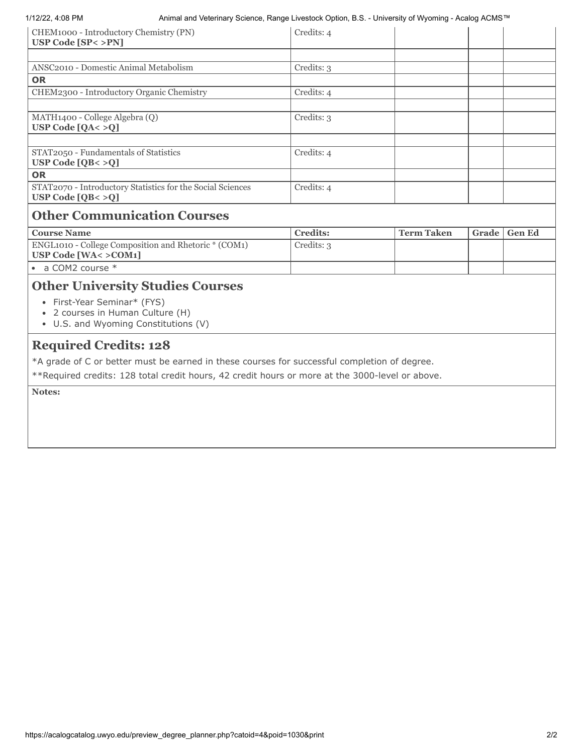| | | | | |
|---|---|---|---|---|
| CHEM1000 - Introductory Chemistry (PN) **USP Code [SP< >PN]** | Credits: 4 | | | |
| | | | | |
| ANSC2010 - Domestic Animal Metabolism | Credits: 3 | | | |
| **OR** | | | | |
| CHEM2300 - Introductory Organic Chemistry | Credits: 4 | | | |
| | | | | |
| MATH1400 - College Algebra (Q) **USP Code [QA< >Q]** | Credits: 3 | | | |
| | | | | |
| STAT2050 - Fundamentals of Statistics **USP Code [QB< >Q]** | Credits: 4 | | | |
| **OR** | | | | |
| STAT2070 - Introductory Statistics for the Social Sciences **USP Code [QB< >Q]** | Credits: 4 | | | |

## Other Communication Courses

| Course Name | Credits: | Term Taken | Grade | Gen Ed |
|---|---|---|---|---|
| ENGL1010 - College Composition and Rhetoric * (COM1) **USP Code [WA< >COM1]** | Credits: 3 | | | |
| • a COM2 course * | | | | |

## Other University Studies Courses

- First-Year Seminar* (FYS)
- 2 courses in Human Culture (H)
- U.S. and Wyoming Constitutions (V)

## Required Credits: 128

*A grade of C or better must be earned in these courses for successful completion of degree.

**Required credits: 128 total credit hours, 42 credit hours or more at the 3000-level or above.

**Notes:**